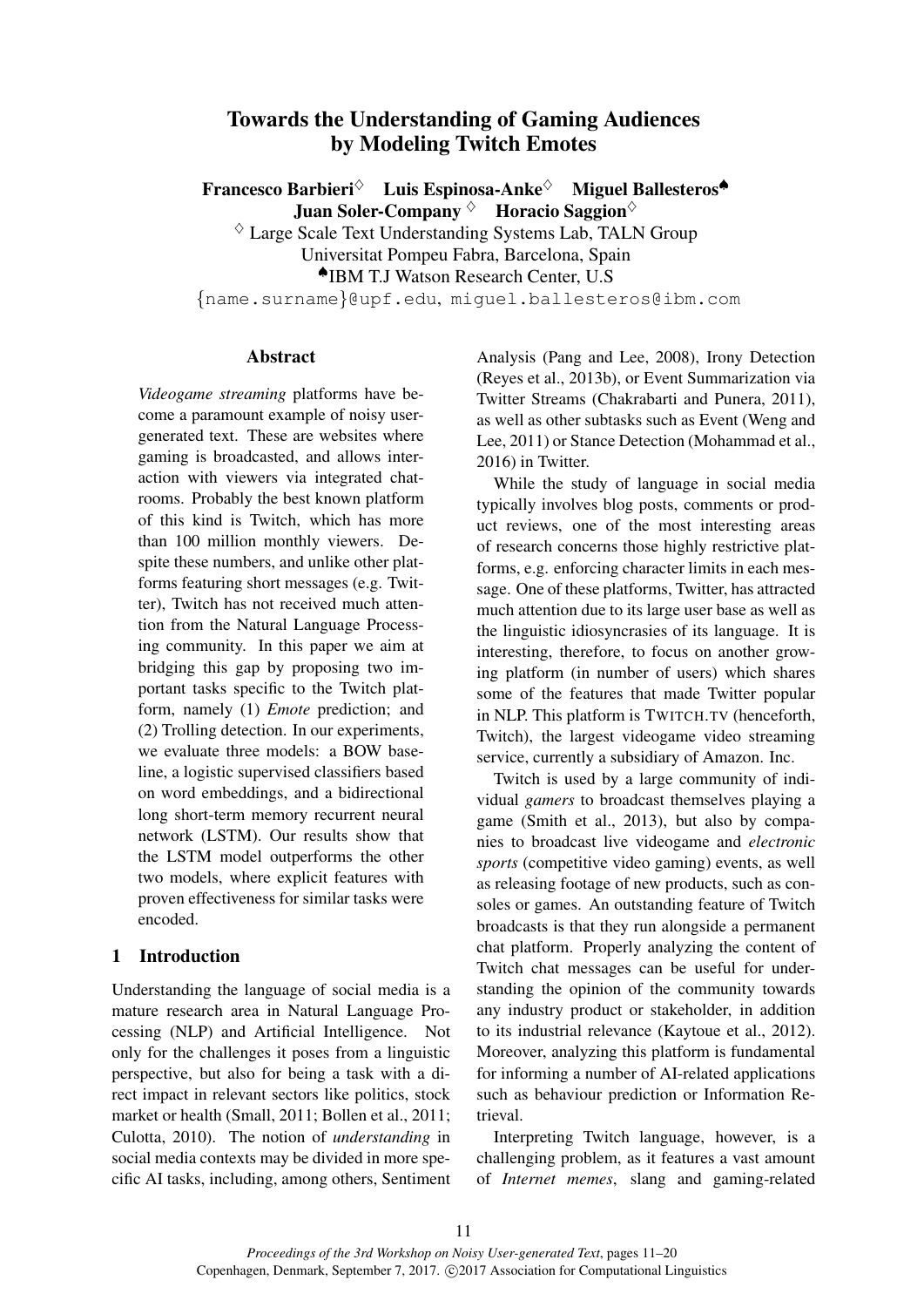# Towards the Understanding of Gaming Audiences by Modeling Twitch Emotes

**Francesco Barbieri**[♢] **Luis Espinosa-Anke**[♢] **Miguel Ballesteros**[♠] **Juan Soler-Company**[♢] **Horacio Saggion**[♢]

[♢] Large Scale Text Understanding Systems Lab, TALN Group
Universitat Pompeu Fabra, Barcelona, Spain
[♠]IBM T.J Watson Research Center, U.S
{name.surname}@upf.edu, miguel.ballesteros@ibm.com

## Abstract

*Videogame streaming* platforms have become a paramount example of noisy user-generated text. These are websites where gaming is broadcasted, and allows interaction with viewers via integrated chatrooms. Probably the best known platform of this kind is Twitch, which has more than 100 million monthly viewers. Despite these numbers, and unlike other platforms featuring short messages (e.g. Twitter), Twitch has not received much attention from the Natural Language Processing community. In this paper we aim at bridging this gap by proposing two important tasks specific to the Twitch platform, namely (1) *Emote* prediction; and (2) Trolling detection. In our experiments, we evaluate three models: a BOW baseline, a logistic supervised classifiers based on word embeddings, and a bidirectional long short-term memory recurrent neural network (LSTM). Our results show that the LSTM model outperforms the other two models, where explicit features with proven effectiveness for similar tasks were encoded.

## 1 Introduction

Understanding the language of social media is a mature research area in Natural Language Processing (NLP) and Artificial Intelligence. Not only for the challenges it poses from a linguistic perspective, but also for being a task with a direct impact in relevant sectors like politics, stock market or health (Small, 2011; Bollen et al., 2011; Culotta, 2010). The notion of *understanding* in social media contexts may be divided in more specific AI tasks, including, among others, Sentiment Analysis (Pang and Lee, 2008), Irony Detection (Reyes et al., 2013b), or Event Summarization via Twitter Streams (Chakrabarti and Punera, 2011), as well as other subtasks such as Event (Weng and Lee, 2011) or Stance Detection (Mohammad et al., 2016) in Twitter.

While the study of language in social media typically involves blog posts, comments or product reviews, one of the most interesting areas of research concerns those highly restrictive platforms, e.g. enforcing character limits in each message. One of these platforms, Twitter, has attracted much attention due to its large user base as well as the linguistic idiosyncrasies of its language. It is interesting, therefore, to focus on another growing platform (in number of users) which shares some of the features that made Twitter popular in NLP. This platform is TWITCH.TV (henceforth, Twitch), the largest videogame video streaming service, currently a subsidiary of Amazon. Inc.

Twitch is used by a large community of individual *gamers* to broadcast themselves playing a game (Smith et al., 2013), but also by companies to broadcast live videogame and *electronic sports* (competitive video gaming) events, as well as releasing footage of new products, such as consoles or games. An outstanding feature of Twitch broadcasts is that they run alongside a permanent chat platform. Properly analyzing the content of Twitch chat messages can be useful for understanding the opinion of the community towards any industry product or stakeholder, in addition to its industrial relevance (Kaytoue et al., 2012). Moreover, analyzing this platform is fundamental for informing a number of AI-related applications such as behaviour prediction or Information Retrieval.

Interpreting Twitch language, however, is a challenging problem, as it features a vast amount of *Internet memes*, slang and gaming-related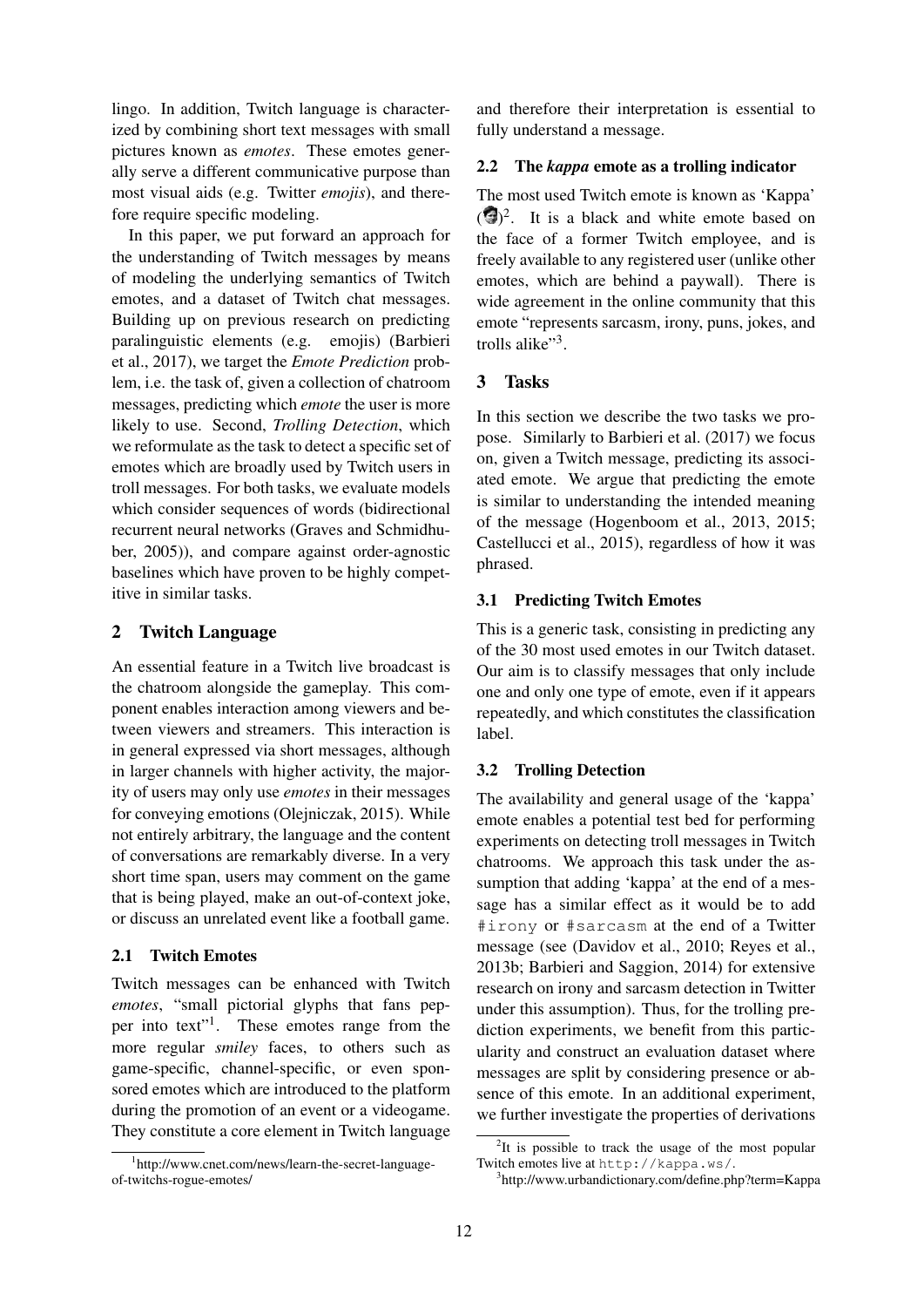lingo. In addition, Twitch language is characterized by combining short text messages with small pictures known as *emotes*. These emotes generally serve a different communicative purpose than most visual aids (e.g. Twitter *emojis*), and therefore require specific modeling.

In this paper, we put forward an approach for the understanding of Twitch messages by means of modeling the underlying semantics of Twitch emotes, and a dataset of Twitch chat messages. Building up on previous research on predicting paralinguistic elements (e.g. emojis) (Barbieri et al., 2017), we target the *Emote Prediction* problem, i.e. the task of, given a collection of chatroom messages, predicting which *emote* the user is more likely to use. Second, *Trolling Detection*, which we reformulate as the task to detect a specific set of emotes which are broadly used by Twitch users in troll messages. For both tasks, we evaluate models which consider sequences of words (bidirectional recurrent neural networks (Graves and Schmidhuber, 2005)), and compare against order-agnostic baselines which have proven to be highly competitive in similar tasks.

## 2 Twitch Language

An essential feature in a Twitch live broadcast is the chatroom alongside the gameplay. This component enables interaction among viewers and between viewers and streamers. This interaction is in general expressed via short messages, although in larger channels with higher activity, the majority of users may only use *emotes* in their messages for conveying emotions (Olejniczak, 2015). While not entirely arbitrary, the language and the content of conversations are remarkably diverse. In a very short time span, users may comment on the game that is being played, make an out-of-context joke, or discuss an unrelated event like a football game.

### 2.1 Twitch Emotes

Twitch messages can be enhanced with Twitch *emotes*, "small pictorial glyphs that fans pepper into text"[1]. These emotes range from the more regular *smiley* faces, to others such as game-specific, channel-specific, or even sponsored emotes which are introduced to the platform during the promotion of an event or a videogame. They constitute a core element in Twitch language and therefore their interpretation is essential to fully understand a message.

### 2.2 The *kappa* emote as a trolling indicator

The most used Twitch emote is known as 'Kappa' ( )[2]. It is a black and white emote based on the face of a former Twitch employee, and is freely available to any registered user (unlike other emotes, which are behind a paywall). There is wide agreement in the online community that this emote "represents sarcasm, irony, puns, jokes, and trolls alike"[3].

## 3 Tasks

In this section we describe the two tasks we propose. Similarly to Barbieri et al. (2017) we focus on, given a Twitch message, predicting its associated emote. We argue that predicting the emote is similar to understanding the intended meaning of the message (Hogenboom et al., 2013, 2015; Castellucci et al., 2015), regardless of how it was phrased.

### 3.1 Predicting Twitch Emotes

This is a generic task, consisting in predicting any of the 30 most used emotes in our Twitch dataset. Our aim is to classify messages that only include one and only one type of emote, even if it appears repeatedly, and which constitutes the classification label.

### 3.2 Trolling Detection

The availability and general usage of the 'kappa' emote enables a potential test bed for performing experiments on detecting troll messages in Twitch chatrooms. We approach this task under the assumption that adding 'kappa' at the end of a message has a similar effect as it would be to add `#irony` or `#sarcasm` at the end of a Twitter message (see (Davidov et al., 2010; Reyes et al., 2013b; Barbieri and Saggion, 2014) for extensive research on irony and sarcasm detection in Twitter under this assumption). Thus, for the trolling prediction experiments, we benefit from this particularity and construct an evaluation dataset where messages are split by considering presence or absence of this emote. In an additional experiment, we further investigate the properties of derivations

[1] http://www.cnet.com/news/learn-the-secret-language-of-twitchs-rogue-emotes/

[2] It is possible to track the usage of the most popular Twitch emotes live at `http://kappa.ws/`.

[3] http://www.urbandictionary.com/define.php?term=Kappa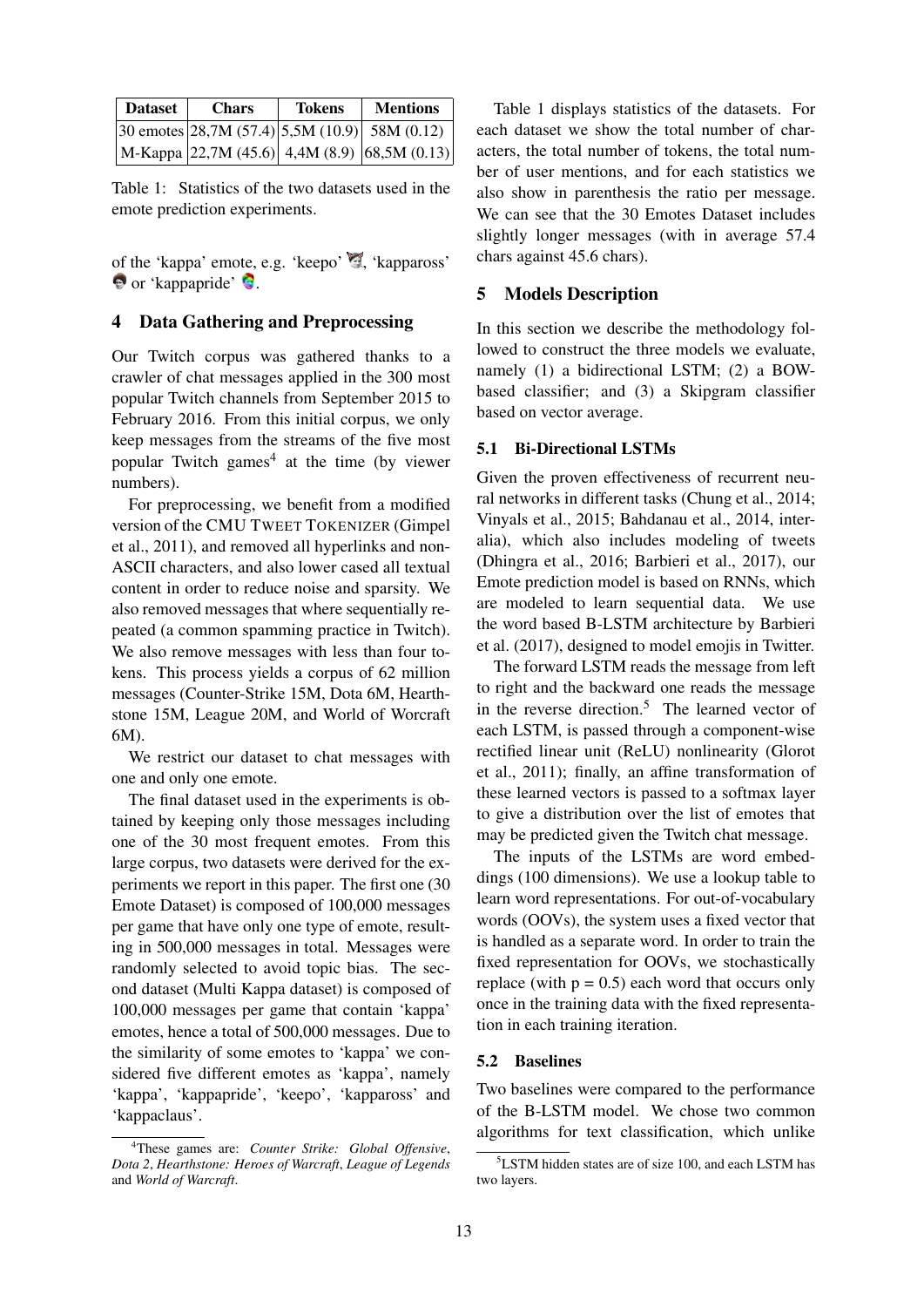| Dataset | Chars | Tokens | Mentions |
|---|---|---|---|
| 30 emotes | 28,7M (57.4) | 5,5M (10.9) | 58M (0.12) |
| M-Kappa | 22,7M (45.6) | 4,4M (8.9) | 68,5M (0.13) |

Table 1: Statistics of the two datasets used in the emote prediction experiments.

of the 'kappa' emote, e.g. 'keepo', 'kappaross' or 'kappapride'.

## 4 Data Gathering and Preprocessing

Our Twitch corpus was gathered thanks to a crawler of chat messages applied in the 300 most popular Twitch channels from September 2015 to February 2016. From this initial corpus, we only keep messages from the streams of the five most popular Twitch games[4] at the time (by viewer numbers).

For preprocessing, we benefit from a modified version of the CMU TWEET TOKENIZER (Gimpel et al., 2011), and removed all hyperlinks and non-ASCII characters, and also lower cased all textual content in order to reduce noise and sparsity. We also removed messages that where sequentially repeated (a common spamming practice in Twitch). We also remove messages with less than four tokens. This process yields a corpus of 62 million messages (Counter-Strike 15M, Dota 6M, Hearthstone 15M, League 20M, and World of Worcraft 6M).

We restrict our dataset to chat messages with one and only one emote.

The final dataset used in the experiments is obtained by keeping only those messages including one of the 30 most frequent emotes. From this large corpus, two datasets were derived for the experiments we report in this paper. The first one (30 Emote Dataset) is composed of 100,000 messages per game that have only one type of emote, resulting in 500,000 messages in total. Messages were randomly selected to avoid topic bias. The second dataset (Multi Kappa dataset) is composed of 100,000 messages per game that contain 'kappa' emotes, hence a total of 500,000 messages. Due to the similarity of some emotes to 'kappa' we considered five different emotes as 'kappa', namely 'kappa', 'kappapride', 'keepo', 'kappaross' and 'kappaclaus'.

[4]These games are: *Counter Strike: Global Offensive*, *Dota 2*, *Hearthstone: Heroes of Warcraft*, *League of Legends* and *World of Warcraft*.

Table 1 displays statistics of the datasets. For each dataset we show the total number of characters, the total number of tokens, the total number of user mentions, and for each statistics we also show in parenthesis the ratio per message. We can see that the 30 Emotes Dataset includes slightly longer messages (with in average 57.4 chars against 45.6 chars).

## 5 Models Description

In this section we describe the methodology followed to construct the three models we evaluate, namely (1) a bidirectional LSTM; (2) a BOW-based classifier; and (3) a Skipgram classifier based on vector average.

### 5.1 Bi-Directional LSTMs

Given the proven effectiveness of recurrent neural networks in different tasks (Chung et al., 2014; Vinyals et al., 2015; Bahdanau et al., 2014, inter-alia), which also includes modeling of tweets (Dhingra et al., 2016; Barbieri et al., 2017), our Emote prediction model is based on RNNs, which are modeled to learn sequential data. We use the word based B-LSTM architecture by Barbieri et al. (2017), designed to model emojis in Twitter.

The forward LSTM reads the message from left to right and the backward one reads the message in the reverse direction.[5] The learned vector of each LSTM, is passed through a component-wise rectified linear unit (ReLU) nonlinearity (Glorot et al., 2011); finally, an affine transformation of these learned vectors is passed to a softmax layer to give a distribution over the list of emotes that may be predicted given the Twitch chat message.

The inputs of the LSTMs are word embeddings (100 dimensions). We use a lookup table to learn word representations. For out-of-vocabulary words (OOVs), the system uses a fixed vector that is handled as a separate word. In order to train the fixed representation for OOVs, we stochastically replace (with $p = 0.5$) each word that occurs only once in the training data with the fixed representation in each training iteration.

### 5.2 Baselines

Two baselines were compared to the performance of the B-LSTM model. We chose two common algorithms for text classification, which unlike

[5]LSTM hidden states are of size 100, and each LSTM has two layers.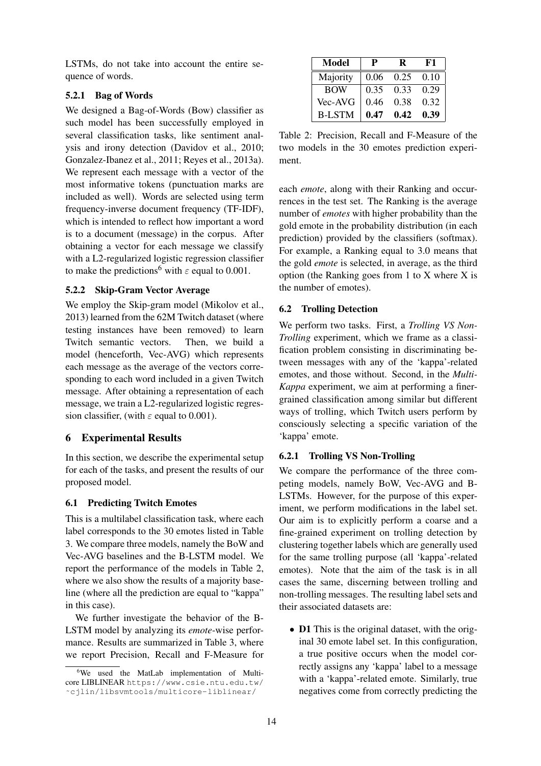LSTMs, do not take into account the entire sequence of words.

### 5.2.1 Bag of Words

We designed a Bag-of-Words (Bow) classifier as such model has been successfully employed in several classification tasks, like sentiment analysis and irony detection (Davidov et al., 2010; Gonzalez-Ibanez et al., 2011; Reyes et al., 2013a). We represent each message with a vector of the most informative tokens (punctuation marks are included as well). Words are selected using term frequency-inverse document frequency (TF-IDF), which is intended to reflect how important a word is to a document (message) in the corpus. After obtaining a vector for each message we classify with a L2-regularized logistic regression classifier to make the predictions[6] with $\varepsilon$ equal to 0.001.

### 5.2.2 Skip-Gram Vector Average

We employ the Skip-gram model (Mikolov et al., 2013) learned from the 62M Twitch dataset (where testing instances have been removed) to learn Twitch semantic vectors. Then, we build a model (henceforth, Vec-AVG) which represents each message as the average of the vectors corresponding to each word included in a given Twitch message. After obtaining a representation of each message, we train a L2-regularized logistic regression classifier, (with $\varepsilon$ equal to 0.001).

## 6 Experimental Results

In this section, we describe the experimental setup for each of the tasks, and present the results of our proposed model.

### 6.1 Predicting Twitch Emotes

This is a multilabel classification task, where each label corresponds to the 30 emotes listed in Table 3. We compare three models, namely the BoW and Vec-AVG baselines and the B-LSTM model. We report the performance of the models in Table 2, where we also show the results of a majority baseline (where all the prediction are equal to "kappa" in this case).

We further investigate the behavior of the B-LSTM model by analyzing its *emote*-wise performance. Results are summarized in Table 3, where we report Precision, Recall and F-Measure for each *emote*, along with their Ranking and occurrences in the test set. The Ranking is the average number of *emotes* with higher probability than the gold emote in the probability distribution (in each prediction) provided by the classifiers (softmax). For example, a Ranking equal to 3.0 means that the gold *emote* is selected, in average, as the third option (the Ranking goes from 1 to X where X is the number of emotes).

| Model | P | R | F1 |
|---|---|---|---|
| Majority | 0.06 | 0.25 | 0.10 |
| BOW | 0.35 | 0.33 | 0.29 |
| Vec-AVG | 0.46 | 0.38 | 0.32 |
| B-LSTM | **0.47** | **0.42** | **0.39** |

Table 2: Precision, Recall and F-Measure of the two models in the 30 emotes prediction experiment.

### 6.2 Trolling Detection

We perform two tasks. First, a *Trolling VS Non-Trolling* experiment, which we frame as a classification problem consisting in discriminating between messages with any of the 'kappa'-related emotes, and those without. Second, in the *Multi-Kappa* experiment, we aim at performing a finer-grained classification among similar but different ways of trolling, which Twitch users perform by consciously selecting a specific variation of the 'kappa' emote.

### 6.2.1 Trolling VS Non-Trolling

We compare the performance of the three competing models, namely BoW, Vec-AVG and B-LSTMs. However, for the purpose of this experiment, we perform modifications in the label set. Our aim is to explicitly perform a coarse and a fine-grained experiment on trolling detection by clustering together labels which are generally used for the same trolling purpose (all 'kappa'-related emotes). Note that the aim of the task is in all cases the same, discerning between trolling and non-trolling messages. The resulting label sets and their associated datasets are:

- **D1** This is the original dataset, with the original 30 emote label set. In this configuration, a true positive occurs when the model correctly assigns any 'kappa' label to a message with a 'kappa'-related emote. Similarly, true negatives come from correctly predicting the

[6] We used the MatLab implementation of Multi-core LIBLINEAR https://www.csie.ntu.edu.tw/~cjlin/libsvmtools/multicore-liblinear/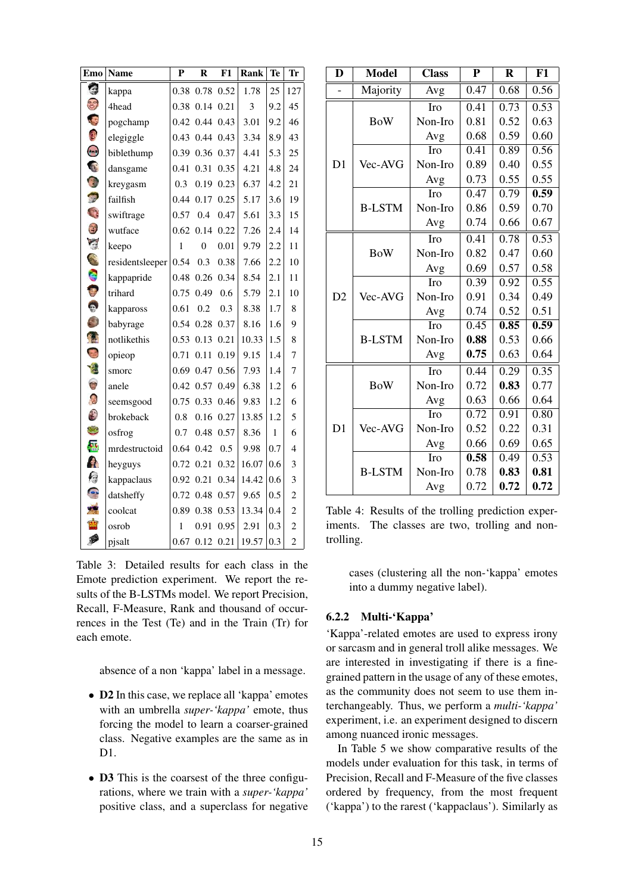| Emo | Name | P | R | F1 | Rank | Te | Tr |
|---|---|---|---|---|---|---|---|
| | kappa | 0.38 | 0.78 | 0.52 | 1.78 | 25 | 127 |
| | 4head | 0.38 | 0.14 | 0.21 | 3 | 9.2 | 45 |
| | pogchamp | 0.42 | 0.44 | 0.43 | 3.01 | 9.2 | 46 |
| | elegiggle | 0.43 | 0.44 | 0.43 | 3.34 | 8.9 | 43 |
| | biblethump | 0.39 | 0.36 | 0.37 | 4.41 | 5.3 | 25 |
| | dansgame | 0.41 | 0.31 | 0.35 | 4.21 | 4.8 | 24 |
| | kreygasm | 0.3 | 0.19 | 0.23 | 6.37 | 4.2 | 21 |
| | failfish | 0.44 | 0.17 | 0.25 | 5.17 | 3.6 | 19 |
| | swiftrage | 0.57 | 0.4 | 0.47 | 5.61 | 3.3 | 15 |
| | wutface | 0.62 | 0.14 | 0.22 | 7.26 | 2.4 | 14 |
| | keepo | 1 | 0 | 0.01 | 9.79 | 2.2 | 11 |
| | residentsleeper | 0.54 | 0.3 | 0.38 | 7.66 | 2.2 | 10 |
| | kappapride | 0.48 | 0.26 | 0.34 | 8.54 | 2.1 | 11 |
| | trihard | 0.75 | 0.49 | 0.6 | 5.79 | 2.1 | 10 |
| | kappaross | 0.61 | 0.2 | 0.3 | 8.38 | 1.7 | 8 |
| | babyrage | 0.54 | 0.28 | 0.37 | 8.16 | 1.6 | 9 |
| | notlikethis | 0.53 | 0.13 | 0.21 | 10.33 | 1.5 | 8 |
| | opieop | 0.71 | 0.11 | 0.19 | 9.15 | 1.4 | 7 |
| | smorc | 0.69 | 0.47 | 0.56 | 7.93 | 1.4 | 7 |
| | anele | 0.42 | 0.57 | 0.49 | 6.38 | 1.2 | 6 |
| | seemsgood | 0.75 | 0.33 | 0.46 | 9.83 | 1.2 | 6 |
| | brokeback | 0.8 | 0.16 | 0.27 | 13.85 | 1.2 | 5 |
| | osfrog | 0.7 | 0.48 | 0.57 | 8.36 | 1 | 6 |
| | mrdestructoid | 0.64 | 0.42 | 0.5 | 9.98 | 0.7 | 4 |
| | heyguys | 0.72 | 0.21 | 0.32 | 16.07 | 0.6 | 3 |
| | kappaclaus | 0.92 | 0.21 | 0.34 | 14.42 | 0.6 | 3 |
| | datsheffy | 0.72 | 0.48 | 0.57 | 9.65 | 0.5 | 2 |
| | coolcat | 0.89 | 0.38 | 0.53 | 13.34 | 0.4 | 2 |
| | osrob | 1 | 0.91 | 0.95 | 2.91 | 0.3 | 2 |
| | pjsalt | 0.67 | 0.12 | 0.21 | 19.57 | 0.3 | 2 |

Table 3: Detailed results for each class in the Emote prediction experiment. We report the results of the B-LSTMs model. We report Precision, Recall, F-Measure, Rank and thousand of occurrences in the Test (Te) and in the Train (Tr) for each emote.

absence of a non 'kappa' label in a message.

- **D2** In this case, we replace all 'kappa' emotes with an umbrella *super-'kappa'* emote, thus forcing the model to learn a coarser-grained class. Negative examples are the same as in D1.
- **D3** This is the coarsest of the three configurations, where we train with a *super-'kappa'* positive class, and a superclass for negative cases (clustering all the non-'kappa' emotes into a dummy negative label).

| D | Model | Class | P | R | F1 |
|---|---|---|---|---|---|
| - | Majority | Avg | 0.47 | 0.68 | 0.56 |
| D1 | BoW | Iro | 0.41 | 0.73 | 0.53 |
| | | Non-Iro | 0.81 | 0.52 | 0.63 |
| | | Avg | 0.68 | 0.59 | 0.60 |
| | Vec-AVG | Iro | 0.41 | 0.89 | 0.56 |
| | | Non-Iro | 0.89 | 0.40 | 0.55 |
| | | Avg | 0.73 | 0.55 | 0.55 |
| | B-LSTM | Iro | 0.47 | 0.79 | **0.59** |
| | | Non-Iro | 0.86 | 0.59 | 0.70 |
| | | Avg | 0.74 | 0.66 | 0.67 |
| D2 | BoW | Iro | 0.41 | 0.78 | 0.53 |
| | | Non-Iro | 0.82 | 0.47 | 0.60 |
| | | Avg | 0.69 | 0.57 | 0.58 |
| | Vec-AVG | Iro | 0.39 | 0.92 | 0.55 |
| | | Non-Iro | 0.91 | 0.34 | 0.49 |
| | | Avg | 0.74 | 0.52 | 0.51 |
| | B-LSTM | Iro | 0.45 | **0.85** | **0.59** |
| | | Non-Iro | **0.88** | 0.53 | 0.66 |
| | | Avg | **0.75** | 0.63 | 0.64 |
| D1 | BoW | Iro | 0.44 | 0.29 | 0.35 |
| | | Non-Iro | 0.72 | **0.83** | 0.77 |
| | | Avg | 0.63 | 0.66 | 0.64 |
| | Vec-AVG | Iro | 0.72 | 0.91 | 0.80 |
| | | Non-Iro | 0.52 | 0.22 | 0.31 |
| | | Avg | 0.66 | 0.69 | 0.65 |
| | B-LSTM | Iro | **0.58** | 0.49 | 0.53 |
| | | Non-Iro | 0.78 | **0.83** | **0.81** |
| | | Avg | 0.72 | **0.72** | **0.72** |

Table 4: Results of the trolling prediction experiments. The classes are two, trolling and non-trolling.

### 6.2.2 Multi-'Kappa'

'Kappa'-related emotes are used to express irony or sarcasm and in general troll alike messages. We are interested in investigating if there is a fine-grained pattern in the usage of any of these emotes, as the community does not seem to use them interchangeably. Thus, we perform a *multi-'kappa'* experiment, i.e. an experiment designed to discern among nuanced ironic messages.

In Table 5 we show comparative results of the models under evaluation for this task, in terms of Precision, Recall and F-Measure of the five classes ordered by frequency, from the most frequent ('kappa') to the rarest ('kappaclaus'). Similarly as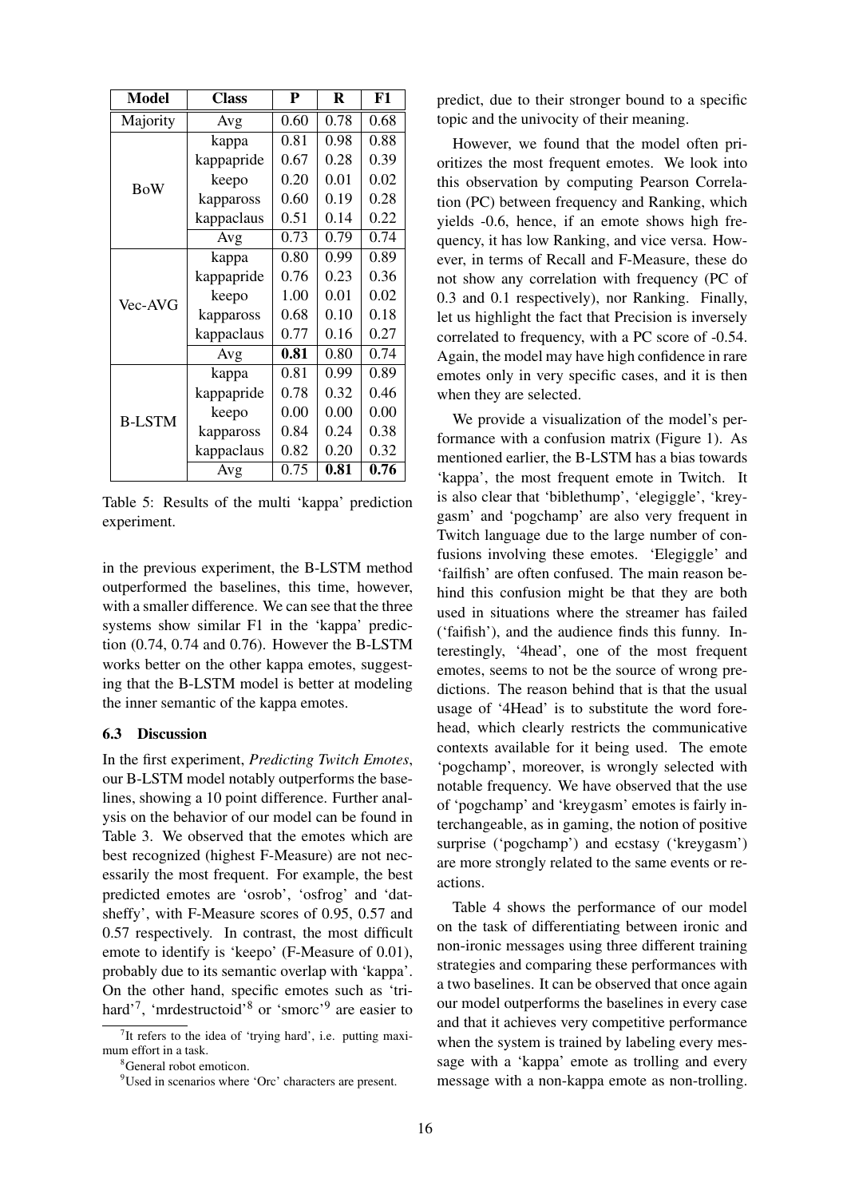| Model | Class | P | R | F1 |
|---|---|---|---|---|
| Majority | Avg | 0.60 | 0.78 | 0.68 |
| BoW | kappa | 0.81 | 0.98 | 0.88 |
| | kappapride | 0.67 | 0.28 | 0.39 |
| | keepo | 0.20 | 0.01 | 0.02 |
| | kappaross | 0.60 | 0.19 | 0.28 |
| | kappaclaus | 0.51 | 0.14 | 0.22 |
| | Avg | 0.73 | 0.79 | 0.74 |
| Vec-AVG | kappa | 0.80 | 0.99 | 0.89 |
| | kappapride | 0.76 | 0.23 | 0.36 |
| | keepo | 1.00 | 0.01 | 0.02 |
| | kappaross | 0.68 | 0.10 | 0.18 |
| | kappaclaus | 0.77 | 0.16 | 0.27 |
| | Avg | **0.81** | 0.80 | 0.74 |
| B-LSTM | kappa | 0.81 | 0.99 | 0.89 |
| | kappapride | 0.78 | 0.32 | 0.46 |
| | keepo | 0.00 | 0.00 | 0.00 |
| | kappaross | 0.84 | 0.24 | 0.38 |
| | kappaclaus | 0.82 | 0.20 | 0.32 |
| | Avg | 0.75 | **0.81** | **0.76** |

Table 5: Results of the multi 'kappa' prediction experiment.

in the previous experiment, the B-LSTM method outperformed the baselines, this time, however, with a smaller difference. We can see that the three systems show similar F1 in the 'kappa' prediction (0.74, 0.74 and 0.76). However the B-LSTM works better on the other kappa emotes, suggesting that the B-LSTM model is better at modeling the inner semantic of the kappa emotes.

### 6.3 Discussion

In the first experiment, *Predicting Twitch Emotes*, our B-LSTM model notably outperforms the baselines, showing a 10 point difference. Further analysis on the behavior of our model can be found in Table 3. We observed that the emotes which are best recognized (highest F-Measure) are not necessarily the most frequent. For example, the best predicted emotes are 'osrob', 'osfrog' and 'datsheffy', with F-Measure scores of 0.95, 0.57 and 0.57 respectively. In contrast, the most difficult emote to identify is 'keepo' (F-Measure of 0.01), probably due to its semantic overlap with 'kappa'. On the other hand, specific emotes such as 'trihard'[7], 'mrdestructoid'[8] or 'smorc'[9] are easier to predict, due to their stronger bound to a specific topic and the univocity of their meaning.

However, we found that the model often prioritizes the most frequent emotes. We look into this observation by computing Pearson Correlation (PC) between frequency and Ranking, which yields -0.6, hence, if an emote shows high frequency, it has low Ranking, and vice versa. However, in terms of Recall and F-Measure, these do not show any correlation with frequency (PC of 0.3 and 0.1 respectively), nor Ranking. Finally, let us highlight the fact that Precision is inversely correlated to frequency, with a PC score of -0.54. Again, the model may have high confidence in rare emotes only in very specific cases, and it is then when they are selected.

We provide a visualization of the model's performance with a confusion matrix (Figure 1). As mentioned earlier, the B-LSTM has a bias towards 'kappa', the most frequent emote in Twitch. It is also clear that 'biblethump', 'elegiggle', 'kreygasm' and 'pogchamp' are also very frequent in Twitch language due to the large number of confusions involving these emotes. 'Elegiggle' and 'failfish' are often confused. The main reason behind this confusion might be that they are both used in situations where the streamer has failed ('faifish'), and the audience finds this funny. Interestingly, '4head', one of the most frequent emotes, seems to not be the source of wrong predictions. The reason behind that is that the usual usage of '4Head' is to substitute the word forehead, which clearly restricts the communicative contexts available for it being used. The emote 'pogchamp', moreover, is wrongly selected with notable frequency. We have observed that the use of 'pogchamp' and 'kreygasm' emotes is fairly interchangeable, as in gaming, the notion of positive surprise ('pogchamp') and ecstasy ('kreygasm') are more strongly related to the same events or reactions.

Table 4 shows the performance of our model on the task of differentiating between ironic and non-ironic messages using three different training strategies and comparing these performances with a two baselines. It can be observed that once again our model outperforms the baselines in every case and that it achieves very competitive performance when the system is trained by labeling every message with a 'kappa' emote as trolling and every message with a non-kappa emote as non-trolling.

[7] It refers to the idea of 'trying hard', i.e. putting maximum effort in a task.

[8] General robot emoticon.

[9] Used in scenarios where 'Orc' characters are present.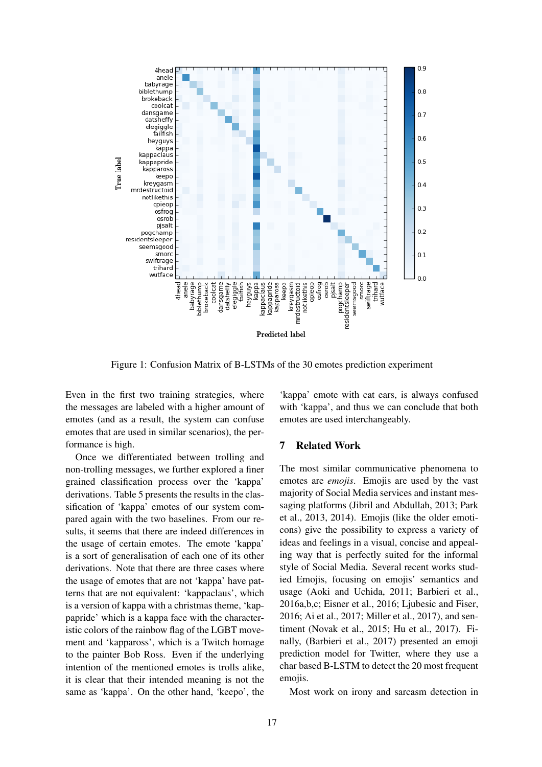Figure 1: Confusion Matrix of B-LSTMs of the 30 emotes prediction experiment

Even in the first two training strategies, where the messages are labeled with a higher amount of emotes (and as a result, the system can confuse emotes that are used in similar scenarios), the performance is high.

Once we differentiated between trolling and non-trolling messages, we further explored a finer grained classification process over the 'kappa' derivations. Table 5 presents the results in the classification of 'kappa' emotes of our system compared again with the two baselines. From our results, it seems that there are indeed differences in the usage of certain emotes. The emote 'kappa' is a sort of generalisation of each one of its other derivations. Note that there are three cases where the usage of emotes that are not 'kappa' have patterns that are not equivalent: 'kappaclaus', which is a version of kappa with a christmas theme, 'kappapride' which is a kappa face with the characteristic colors of the rainbow flag of the LGBT movement and 'kappaross', which is a Twitch homage to the painter Bob Ross. Even if the underlying intention of the mentioned emotes is trolls alike, it is clear that their intended meaning is not the same as 'kappa'. On the other hand, 'keepo', the 'kappa' emote with cat ears, is always confused with 'kappa', and thus we can conclude that both emotes are used interchangeably.

## 7 Related Work

The most similar communicative phenomena to emotes are *emojis*. Emojis are used by the vast majority of Social Media services and instant messaging platforms (Jibril and Abdullah, 2013; Park et al., 2013, 2014). Emojis (like the older emoticons) give the possibility to express a variety of ideas and feelings in a visual, concise and appealing way that is perfectly suited for the informal style of Social Media. Several recent works studied Emojis, focusing on emojis' semantics and usage (Aoki and Uchida, 2011; Barbieri et al., 2016a,b,c; Eisner et al., 2016; Ljubesic and Fiser, 2016; Ai et al., 2017; Miller et al., 2017), and sentiment (Novak et al., 2015; Hu et al., 2017). Finally, (Barbieri et al., 2017) presented an emoji prediction model for Twitter, where they use a char based B-LSTM to detect the 20 most frequent emojis.

Most work on irony and sarcasm detection in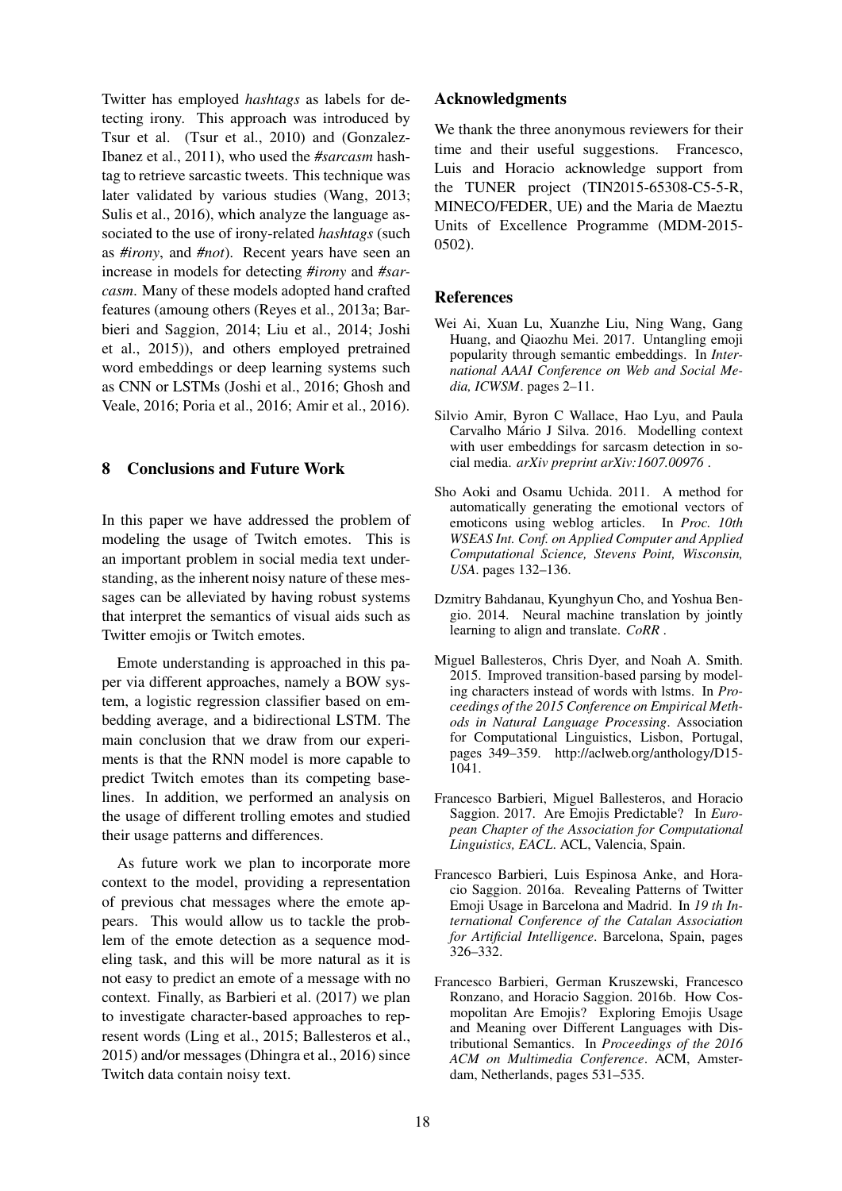Twitter has employed *hashtags* as labels for detecting irony. This approach was introduced by Tsur et al. (Tsur et al., 2010) and (Gonzalez-Ibanez et al., 2011), who used the *#sarcasm* hashtag to retrieve sarcastic tweets. This technique was later validated by various studies (Wang, 2013; Sulis et al., 2016), which analyze the language associated to the use of irony-related *hashtags* (such as *#irony*, and *#not*). Recent years have seen an increase in models for detecting *#irony* and *#sarcasm*. Many of these models adopted hand crafted features (amoung others (Reyes et al., 2013a; Barbieri and Saggion, 2014; Liu et al., 2014; Joshi et al., 2015)), and others employed pretrained word embeddings or deep learning systems such as CNN or LSTMs (Joshi et al., 2016; Ghosh and Veale, 2016; Poria et al., 2016; Amir et al., 2016).

## 8 Conclusions and Future Work

In this paper we have addressed the problem of modeling the usage of Twitch emotes. This is an important problem in social media text understanding, as the inherent noisy nature of these messages can be alleviated by having robust systems that interpret the semantics of visual aids such as Twitter emojis or Twitch emotes.

Emote understanding is approached in this paper via different approaches, namely a BOW system, a logistic regression classifier based on embedding average, and a bidirectional LSTM. The main conclusion that we draw from our experiments is that the RNN model is more capable to predict Twitch emotes than its competing baselines. In addition, we performed an analysis on the usage of different trolling emotes and studied their usage patterns and differences.

As future work we plan to incorporate more context to the model, providing a representation of previous chat messages where the emote appears. This would allow us to tackle the problem of the emote detection as a sequence modeling task, and this will be more natural as it is not easy to predict an emote of a message with no context. Finally, as Barbieri et al. (2017) we plan to investigate character-based approaches to represent words (Ling et al., 2015; Ballesteros et al., 2015) and/or messages (Dhingra et al., 2016) since Twitch data contain noisy text.

## Acknowledgments

We thank the three anonymous reviewers for their time and their useful suggestions. Francesco, Luis and Horacio acknowledge support from the TUNER project (TIN2015-65308-C5-5-R, MINECO/FEDER, UE) and the Maria de Maeztu Units of Excellence Programme (MDM-2015-0502).

## References

Wei Ai, Xuan Lu, Xuanzhe Liu, Ning Wang, Gang Huang, and Qiaozhu Mei. 2017. Untangling emoji popularity through semantic embeddings. In *International AAAI Conference on Web and Social Media, ICWSM*. pages 2–11.

Silvio Amir, Byron C Wallace, Hao Lyu, and Paula Carvalho Mário J Silva. 2016. Modelling context with user embeddings for sarcasm detection in social media. *arXiv preprint arXiv:1607.00976* .

Sho Aoki and Osamu Uchida. 2011. A method for automatically generating the emotional vectors of emoticons using weblog articles. In *Proc. 10th WSEAS Int. Conf. on Applied Computer and Applied Computational Science, Stevens Point, Wisconsin, USA*. pages 132–136.

Dzmitry Bahdanau, Kyunghyun Cho, and Yoshua Bengio. 2014. Neural machine translation by jointly learning to align and translate. *CoRR* .

Miguel Ballesteros, Chris Dyer, and Noah A. Smith. 2015. Improved transition-based parsing by modeling characters instead of words with lstms. In *Proceedings of the 2015 Conference on Empirical Methods in Natural Language Processing*. Association for Computational Linguistics, Lisbon, Portugal, pages 349–359. http://aclweb.org/anthology/D15-1041.

Francesco Barbieri, Miguel Ballesteros, and Horacio Saggion. 2017. Are Emojis Predictable? In *European Chapter of the Association for Computational Linguistics, EACL*. ACL, Valencia, Spain.

Francesco Barbieri, Luis Espinosa Anke, and Horacio Saggion. 2016a. Revealing Patterns of Twitter Emoji Usage in Barcelona and Madrid. In *19 th International Conference of the Catalan Association for Artificial Intelligence*. Barcelona, Spain, pages 326–332.

Francesco Barbieri, German Kruszewski, Francesco Ronzano, and Horacio Saggion. 2016b. How Cosmopolitan Are Emojis? Exploring Emojis Usage and Meaning over Different Languages with Distributional Semantics. In *Proceedings of the 2016 ACM on Multimedia Conference*. ACM, Amsterdam, Netherlands, pages 531–535.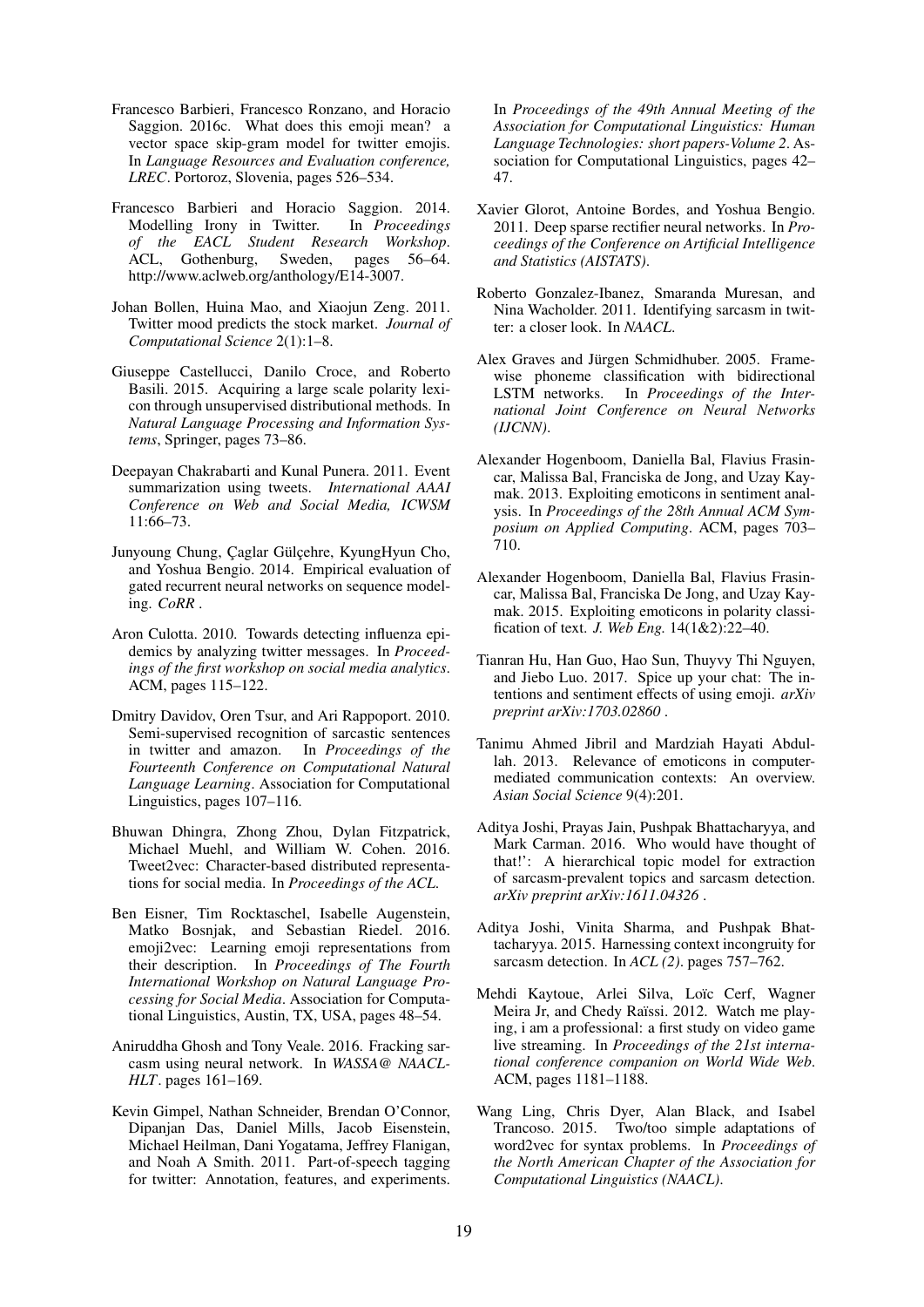Francesco Barbieri, Francesco Ronzano, and Horacio Saggion. 2016c. What does this emoji mean? a vector space skip-gram model for twitter emojis. In *Language Resources and Evaluation conference, LREC*. Portoroz, Slovenia, pages 526–534.

Francesco Barbieri and Horacio Saggion. 2014. Modelling Irony in Twitter. In *Proceedings of the EACL Student Research Workshop*. ACL, Gothenburg, Sweden, pages 56–64. http://www.aclweb.org/anthology/E14-3007.

Johan Bollen, Huina Mao, and Xiaojun Zeng. 2011. Twitter mood predicts the stock market. *Journal of Computational Science* 2(1):1–8.

Giuseppe Castellucci, Danilo Croce, and Roberto Basili. 2015. Acquiring a large scale polarity lexicon through unsupervised distributional methods. In *Natural Language Processing and Information Systems*, Springer, pages 73–86.

Deepayan Chakrabarti and Kunal Punera. 2011. Event summarization using tweets. *International AAAI Conference on Web and Social Media, ICWSM* 11:66–73.

Junyoung Chung, Çaglar Gülçehre, KyungHyun Cho, and Yoshua Bengio. 2014. Empirical evaluation of gated recurrent neural networks on sequence modeling. *CoRR* .

Aron Culotta. 2010. Towards detecting influenza epidemics by analyzing twitter messages. In *Proceedings of the first workshop on social media analytics*. ACM, pages 115–122.

Dmitry Davidov, Oren Tsur, and Ari Rappoport. 2010. Semi-supervised recognition of sarcastic sentences in twitter and amazon. In *Proceedings of the Fourteenth Conference on Computational Natural Language Learning*. Association for Computational Linguistics, pages 107–116.

Bhuwan Dhingra, Zhong Zhou, Dylan Fitzpatrick, Michael Muehl, and William W. Cohen. 2016. Tweet2vec: Character-based distributed representations for social media. In *Proceedings of the ACL*.

Ben Eisner, Tim Rocktaschel, Isabelle Augenstein, Matko Bosnjak, and Sebastian Riedel. 2016. emoji2vec: Learning emoji representations from their description. In *Proceedings of The Fourth International Workshop on Natural Language Processing for Social Media*. Association for Computational Linguistics, Austin, TX, USA, pages 48–54.

Aniruddha Ghosh and Tony Veale. 2016. Fracking sarcasm using neural network. In *WASSA@ NAACL-HLT*. pages 161–169.

Kevin Gimpel, Nathan Schneider, Brendan O'Connor, Dipanjan Das, Daniel Mills, Jacob Eisenstein, Michael Heilman, Dani Yogatama, Jeffrey Flanigan, and Noah A Smith. 2011. Part-of-speech tagging for twitter: Annotation, features, and experiments. In *Proceedings of the 49th Annual Meeting of the Association for Computational Linguistics: Human Language Technologies: short papers-Volume 2*. Association for Computational Linguistics, pages 42–47.

Xavier Glorot, Antoine Bordes, and Yoshua Bengio. 2011. Deep sparse rectifier neural networks. In *Proceedings of the Conference on Artificial Intelligence and Statistics (AISTATS)*.

Roberto Gonzalez-Ibanez, Smaranda Muresan, and Nina Wacholder. 2011. Identifying sarcasm in twitter: a closer look. In *NAACL*.

Alex Graves and Jürgen Schmidhuber. 2005. Framewise phoneme classification with bidirectional LSTM networks. In *Proceedings of the International Joint Conference on Neural Networks (IJCNN)*.

Alexander Hogenboom, Daniella Bal, Flavius Frasincar, Malissa Bal, Franciska de Jong, and Uzay Kaymak. 2013. Exploiting emoticons in sentiment analysis. In *Proceedings of the 28th Annual ACM Symposium on Applied Computing*. ACM, pages 703–710.

Alexander Hogenboom, Daniella Bal, Flavius Frasincar, Malissa Bal, Franciska De Jong, and Uzay Kaymak. 2015. Exploiting emoticons in polarity classification of text. *J. Web Eng.* 14(1&2):22–40.

Tianran Hu, Han Guo, Hao Sun, Thuyvy Thi Nguyen, and Jiebo Luo. 2017. Spice up your chat: The intentions and sentiment effects of using emoji. *arXiv preprint arXiv:1703.02860* .

Tanimu Ahmed Jibril and Mardziah Hayati Abdullah. 2013. Relevance of emoticons in computer-mediated communication contexts: An overview. *Asian Social Science* 9(4):201.

Aditya Joshi, Prayas Jain, Pushpak Bhattacharyya, and Mark Carman. 2016. Who would have thought of that!': A hierarchical topic model for extraction of sarcasm-prevalent topics and sarcasm detection. *arXiv preprint arXiv:1611.04326* .

Aditya Joshi, Vinita Sharma, and Pushpak Bhattacharyya. 2015. Harnessing context incongruity for sarcasm detection. In *ACL (2)*. pages 757–762.

Mehdi Kaytoue, Arlei Silva, Loïc Cerf, Wagner Meira Jr, and Chedy Raïssi. 2012. Watch me playing, i am a professional: a first study on video game live streaming. In *Proceedings of the 21st international conference companion on World Wide Web*. ACM, pages 1181–1188.

Wang Ling, Chris Dyer, Alan Black, and Isabel Trancoso. 2015. Two/too simple adaptations of word2vec for syntax problems. In *Proceedings of the North American Chapter of the Association for Computational Linguistics (NAACL)*.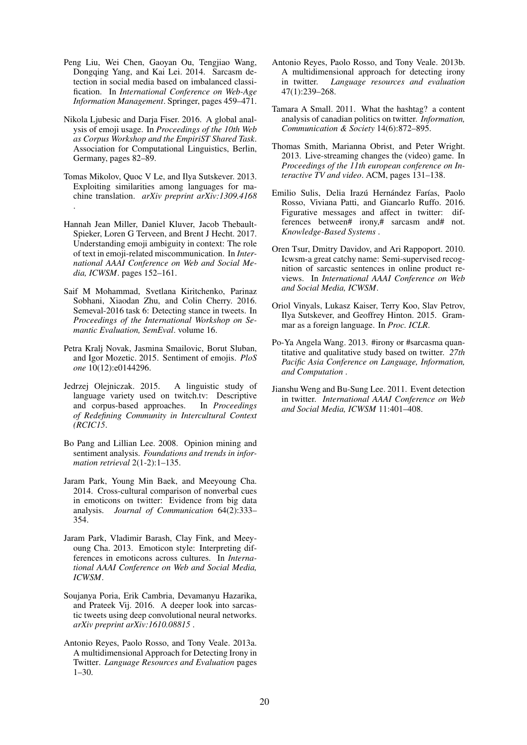Peng Liu, Wei Chen, Gaoyan Ou, Tengjiao Wang, Dongqing Yang, and Kai Lei. 2014. Sarcasm detection in social media based on imbalanced classification. In *International Conference on Web-Age Information Management*. Springer, pages 459–471.

Nikola Ljubesic and Darja Fiser. 2016. A global analysis of emoji usage. In *Proceedings of the 10th Web as Corpus Workshop and the EmpiriST Shared Task*. Association for Computational Linguistics, Berlin, Germany, pages 82–89.

Tomas Mikolov, Quoc V Le, and Ilya Sutskever. 2013. Exploiting similarities among languages for machine translation. *arXiv preprint arXiv:1309.4168*.

Hannah Jean Miller, Daniel Kluver, Jacob Thebault-Spieker, Loren G Terveen, and Brent J Hecht. 2017. Understanding emoji ambiguity in context: The role of text in emoji-related miscommunication. In *International AAAI Conference on Web and Social Media, ICWSM*. pages 152–161.

Saif M Mohammad, Svetlana Kiritchenko, Parinaz Sobhani, Xiaodan Zhu, and Colin Cherry. 2016. Semeval-2016 task 6: Detecting stance in tweets. In *Proceedings of the International Workshop on Semantic Evaluation, SemEval*. volume 16.

Petra Kralj Novak, Jasmina Smailovic, Borut Sluban, and Igor Mozetic. 2015. Sentiment of emojis. *PloS one* 10(12):e0144296.

Jedrzej Olejniczak. 2015. A linguistic study of language variety used on twitch.tv: Descriptive and corpus-based approaches. In *Proceedings of Redefining Community in Intercultural Context (RCIC15*.

Bo Pang and Lillian Lee. 2008. Opinion mining and sentiment analysis. *Foundations and trends in information retrieval* 2(1-2):1–135.

Jaram Park, Young Min Baek, and Meeyoung Cha. 2014. Cross-cultural comparison of nonverbal cues in emoticons on twitter: Evidence from big data analysis. *Journal of Communication* 64(2):333–354.

Jaram Park, Vladimir Barash, Clay Fink, and Meeyoung Cha. 2013. Emoticon style: Interpreting differences in emoticons across cultures. In *International AAAI Conference on Web and Social Media, ICWSM*.

Soujanya Poria, Erik Cambria, Devamanyu Hazarika, and Prateek Vij. 2016. A deeper look into sarcastic tweets using deep convolutional neural networks. *arXiv preprint arXiv:1610.08815* .

Antonio Reyes, Paolo Rosso, and Tony Veale. 2013a. A multidimensional Approach for Detecting Irony in Twitter. *Language Resources and Evaluation* pages 1–30.

Antonio Reyes, Paolo Rosso, and Tony Veale. 2013b. A multidimensional approach for detecting irony in twitter. *Language resources and evaluation* 47(1):239–268.

Tamara A Small. 2011. What the hashtag? a content analysis of canadian politics on twitter. *Information, Communication & Society* 14(6):872–895.

Thomas Smith, Marianna Obrist, and Peter Wright. 2013. Live-streaming changes the (video) game. In *Proceedings of the 11th european conference on Interactive TV and video*. ACM, pages 131–138.

Emilio Sulis, Delia Irazú Hernández Farías, Paolo Rosso, Viviana Patti, and Giancarlo Ruffo. 2016. Figurative messages and affect in twitter: differences between# irony,# sarcasm and# not. *Knowledge-Based Systems* .

Oren Tsur, Dmitry Davidov, and Ari Rappoport. 2010. Icwsm-a great catchy name: Semi-supervised recognition of sarcastic sentences in online product reviews. In *International AAAI Conference on Web and Social Media, ICWSM*.

Oriol Vinyals, Lukasz Kaiser, Terry Koo, Slav Petrov, Ilya Sutskever, and Geoffrey Hinton. 2015. Grammar as a foreign language. In *Proc. ICLR*.

Po-Ya Angela Wang. 2013. #irony or #sarcasma quantitative and qualitative study based on twitter. *27th Pacific Asia Conference on Language, Information, and Computation* .

Jianshu Weng and Bu-Sung Lee. 2011. Event detection in twitter. *International AAAI Conference on Web and Social Media, ICWSM* 11:401–408.